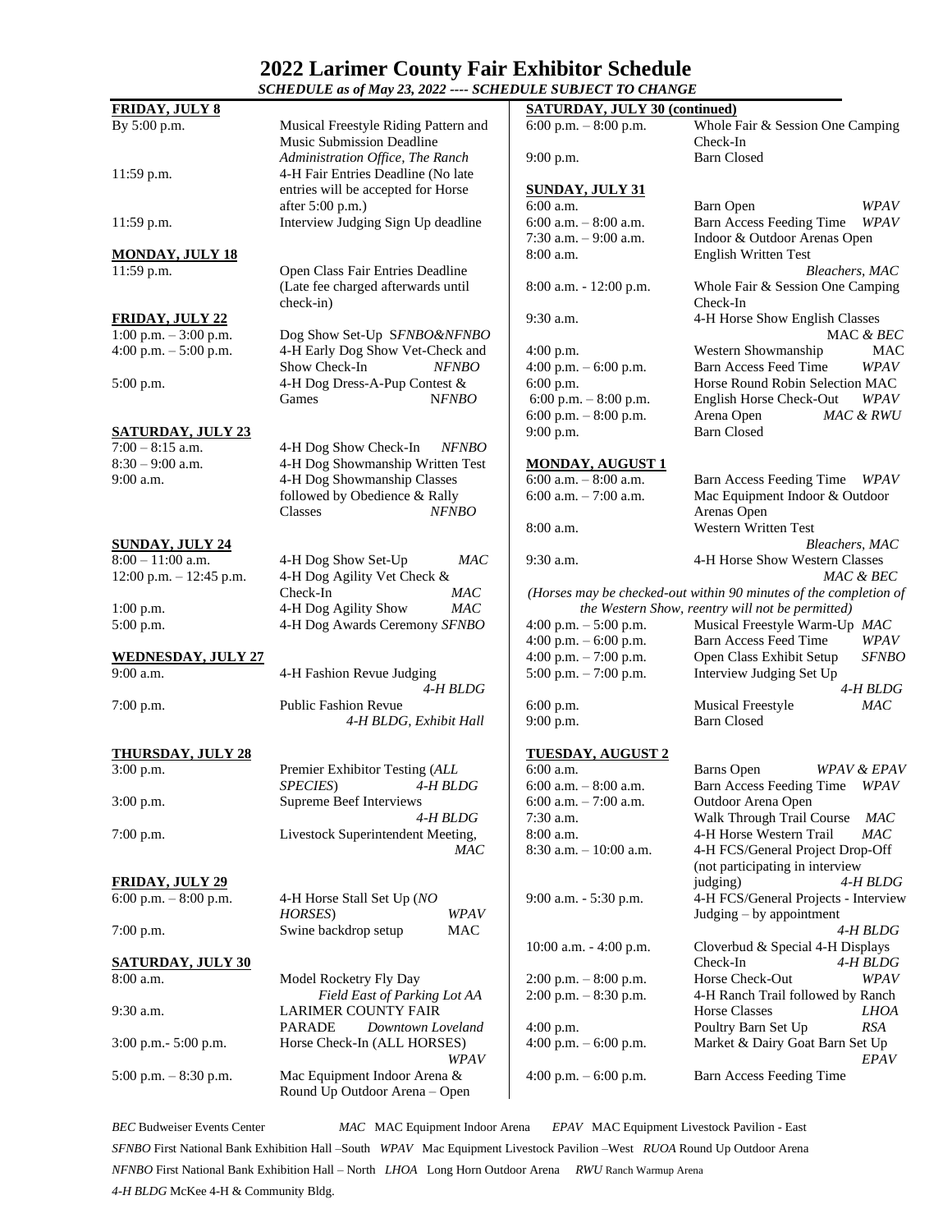# 2022 Larimer County Fair Exhibitor Schedule

***SCHEDULE as of May 23, 2022 ---- SCHEDULE SUBJECT TO CHANGE***

**FRIDAY, JULY 8**

| | |
|---|---|
| By 5:00 p.m. | Musical Freestyle Riding Pattern and Music Submission Deadline *Administration Office, The Ranch* |
| 11:59 p.m. | 4-H Fair Entries Deadline (No late entries will be accepted for Horse after 5:00 p.m.) |
| 11:59 p.m. | Interview Judging Sign Up deadline |

**MONDAY, JULY 18**

| | |
|---|---|
| 11:59 p.m. | Open Class Fair Entries Deadline (Late fee charged afterwards until check-in) |

**FRIDAY, JULY 22**

| | |
|---|---|
| 1:00 p.m. – 3:00 p.m. | Dog Show Set-Up *SFNBO&NFNBO* |
| 4:00 p.m. – 5:00 p.m. | 4-H Dog Show Vet-Check and Show Check-In *NFNBO* |
| 5:00 p.m. | 4-H Dog Dress-A-Pup Contest & Games *NFNBO* |

**SATURDAY, JULY 23**

| | |
|---|---|
| 7:00 – 8:15 a.m. | 4-H Dog Show Check-In *NFNBO* |
| 8:30 – 9:00 a.m. | 4-H Dog Showmanship Written Test |
| 9:00 a.m. | 4-H Dog Showmanship Classes followed by Obedience & Rally Classes *NFNBO* |

**SUNDAY, JULY 24**

| | |
|---|---|
| 8:00 – 11:00 a.m. | 4-H Dog Show Set-Up *MAC* |
| 12:00 p.m. – 12:45 p.m. | 4-H Dog Agility Vet Check & Check-In *MAC* |
| 1:00 p.m. | 4-H Dog Agility Show *MAC* |
| 5:00 p.m. | 4-H Dog Awards Ceremony *SFNBO* |

**WEDNESDAY, JULY 27**

| | |
|---|---|
| 9:00 a.m. | 4-H Fashion Revue Judging *4-H BLDG* |
| 7:00 p.m. | Public Fashion Revue *4-H BLDG, Exhibit Hall* |

**THURSDAY, JULY 28**

| | |
|---|---|
| 3:00 p.m. | Premier Exhibitor Testing (*ALL SPECIES*) *4-H BLDG* |
| 3:00 p.m. | Supreme Beef Interviews *4-H BLDG* |
| 7:00 p.m. | Livestock Superintendent Meeting, *MAC* |

**FRIDAY, JULY 29**

| | |
|---|---|
| 6:00 p.m. – 8:00 p.m. | 4-H Horse Stall Set Up (*NO HORSES*) *WPAV* |
| 7:00 p.m. | Swine backdrop setup MAC |

**SATURDAY, JULY 30**

| | |
|---|---|
| 8:00 a.m. | Model Rocketry Fly Day *Field East of Parking Lot AA* |
| 9:30 a.m. | LARIMER COUNTY FAIR PARADE *Downtown Loveland* |
| 3:00 p.m.- 5:00 p.m. | Horse Check-In (ALL HORSES) *WPAV* |
| 5:00 p.m. – 8:30 p.m. | Mac Equipment Indoor Arena & Round Up Outdoor Arena – Open |

**SATURDAY, JULY 30 (continued)**

| | |
|---|---|
| 6:00 p.m. – 8:00 p.m. | Whole Fair & Session One Camping Check-In |
| 9:00 p.m. | Barn Closed |

**SUNDAY, JULY 31**

| | |
|---|---|
| 6:00 a.m. | Barn Open *WPAV* |
| 6:00 a.m. – 8:00 a.m. | Barn Access Feeding Time *WPAV* |
| 7:30 a.m. – 9:00 a.m. | Indoor & Outdoor Arenas Open |
| 8:00 a.m. | English Written Test *Bleachers, MAC* |
| 8:00 a.m. - 12:00 p.m. | Whole Fair & Session One Camping Check-In |
| 9:30 a.m. | 4-H Horse Show English Classes MAC & *BEC* |
| 4:00 p.m. | Western Showmanship MAC |
| 4:00 p.m. – 6:00 p.m. | Barn Access Feed Time *WPAV* |
| 6:00 p.m. | Horse Round Robin Selection MAC |
| 6:00 p.m. – 8:00 p.m. | English Horse Check-Out *WPAV* |
| 6:00 p.m. – 8:00 p.m. | Arena Open *MAC & RWU* |
| 9:00 p.m. | Barn Closed |

**MONDAY, AUGUST 1**

| | |
|---|---|
| 6:00 a.m. – 8:00 a.m. | Barn Access Feeding Time *WPAV* |
| 6:00 a.m. – 7:00 a.m. | Mac Equipment Indoor & Outdoor Arenas Open |
| 8:00 a.m. | Western Written Test *Bleachers, MAC* |
| 9:30 a.m. | 4-H Horse Show Western Classes *MAC & BEC* |

*(Horses may be checked-out within 90 minutes of the completion of the Western Show, reentry will not be permitted)*

| | |
|---|---|
| 4:00 p.m. – 5:00 p.m. | Musical Freestyle Warm-Up *MAC* |
| 4:00 p.m. – 6:00 p.m. | Barn Access Feed Time *WPAV* |
| 4:00 p.m. – 7:00 p.m. | Open Class Exhibit Setup *SFNBO* |
| 5:00 p.m. – 7:00 p.m. | Interview Judging Set Up *4-H BLDG* |
| 6:00 p.m. | Musical Freestyle *MAC* |
| 9:00 p.m. | Barn Closed |

**TUESDAY, AUGUST 2**

| | |
|---|---|
| 6:00 a.m. | Barns Open *WPAV & EPAV* |
| 6:00 a.m. – 8:00 a.m. | Barn Access Feeding Time *WPAV* |
| 6:00 a.m. – 7:00 a.m. | Outdoor Arena Open |
| 7:30 a.m. | Walk Through Trail Course *MAC* |
| 8:00 a.m. | 4-H Horse Western Trail *MAC* |
| 8:30 a.m. – 10:00 a.m. | 4-H FCS/General Project Drop-Off (not participating in interview judging) *4-H BLDG* |
| 9:00 a.m. - 5:30 p.m. | 4-H FCS/General Projects - Interview Judging – by appointment *4-H BLDG* |
| 10:00 a.m. - 4:00 p.m. | Cloverbud & Special 4-H Displays Check-In *4-H BLDG* |
| 2:00 p.m. – 8:00 p.m. | Horse Check-Out *WPAV* |
| 2:00 p.m. – 8:30 p.m. | 4-H Ranch Trail followed by Ranch Horse Classes *LHOA* |
| 4:00 p.m. | Poultry Barn Set Up *RSA* |
| 4:00 p.m. – 6:00 p.m. | Market & Dairy Goat Barn Set Up *EPAV* |
| 4:00 p.m. – 6:00 p.m. | Barn Access Feeding Time |

*BEC* Budweiser Events Center *MAC* MAC Equipment Indoor Arena *EPAV* MAC Equipment Livestock Pavilion - East

*SFNBO* First National Bank Exhibition Hall –South *WPAV* Mac Equipment Livestock Pavilion –West *RUOA* Round Up Outdoor Arena

*NFNBO* First National Bank Exhibition Hall – North *LHOA* Long Horn Outdoor Arena *RWU* Ranch Warmup Arena

*4-H BLDG* McKee 4-H & Community Bldg.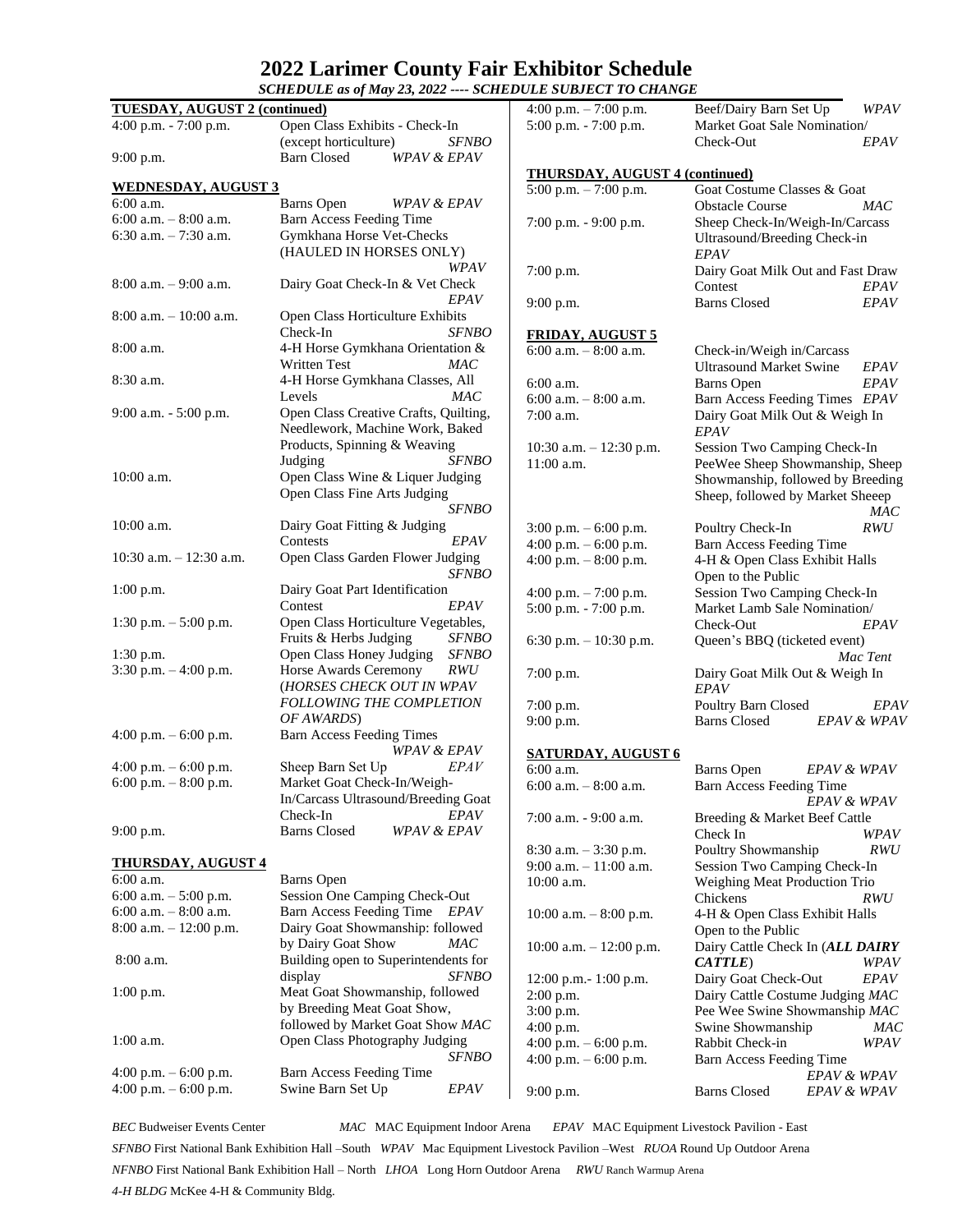# 2022 Larimer County Fair Exhibitor Schedule

***SCHEDULE as of May 23, 2022 ---- SCHEDULE SUBJECT TO CHANGE***

## TUESDAY, AUGUST 2 (continued)

| Time | Event | Location |
|---|---|---|
| 4:00 p.m. - 7:00 p.m. | Open Class Exhibits - Check-In (except horticulture) | *SFNBO* |
| 9:00 p.m. | Barn Closed | *WPAV & EPAV* |

## WEDNESDAY, AUGUST 3

| Time | Event | Location |
|---|---|---|
| 6:00 a.m. | Barns Open | *WPAV & EPAV* |
| 6:00 a.m. – 8:00 a.m. | Barn Access Feeding Time | |
| 6:30 a.m. – 7:30 a.m. | Gymkhana Horse Vet-Checks (HAULED IN HORSES ONLY) | *WPAV* |
| 8:00 a.m. – 9:00 a.m. | Dairy Goat Check-In & Vet Check | *EPAV* |
| 8:00 a.m. – 10:00 a.m. | Open Class Horticulture Exhibits Check-In | *SFNBO* |
| 8:00 a.m. | 4-H Horse Gymkhana Orientation & Written Test | *MAC* |
| 8:30 a.m. | 4-H Horse Gymkhana Classes, All Levels | *MAC* |
| 9:00 a.m. - 5:00 p.m. | Open Class Creative Crafts, Quilting, Needlework, Machine Work, Baked Products, Spinning & Weaving Judging | *SFNBO* |
| 10:00 a.m. | Open Class Wine & Liquer Judging Open Class Fine Arts Judging | *SFNBO* |
| 10:00 a.m. | Dairy Goat Fitting & Judging Contests | *EPAV* |
| 10:30 a.m. – 12:30 a.m. | Open Class Garden Flower Judging | *SFNBO* |
| 1:00 p.m. | Dairy Goat Part Identification Contest | *EPAV* |
| 1:30 p.m. – 5:00 p.m. | Open Class Horticulture Vegetables, Fruits & Herbs Judging | *SFNBO* |
| 1:30 p.m. | Open Class Honey Judging | *SFNBO* |
| 3:30 p.m. – 4:00 p.m. | Horse Awards Ceremony (*HORSES CHECK OUT IN WPAV FOLLOWING THE COMPLETION OF AWARDS*) | *RWU* |
| 4:00 p.m. – 6:00 p.m. | Barn Access Feeding Times | *WPAV & EPAV* |
| 4:00 p.m. – 6:00 p.m. | Sheep Barn Set Up | *EPAV* |
| 6:00 p.m. – 8:00 p.m. | Market Goat Check-In/Weigh-In/Carcass Ultrasound/Breeding Goat Check-In | *EPAV* |
| 9:00 p.m. | Barns Closed | *WPAV & EPAV* |

## THURSDAY, AUGUST 4

| Time | Event | Location |
|---|---|---|
| 6:00 a.m. | Barns Open | |
| 6:00 a.m. – 5:00 p.m. | Session One Camping Check-Out | |
| 6:00 a.m. – 8:00 a.m. | Barn Access Feeding Time | *EPAV* |
| 8:00 a.m. – 12:00 p.m. | Dairy Goat Showmanship: followed by Dairy Goat Show | *MAC* |
| 8:00 a.m. | Building open to Superintendents for display | *SFNBO* |
| 1:00 p.m. | Meat Goat Showmanship, followed by Breeding Meat Goat Show, followed by Market Goat Show | *MAC* |
| 1:00 a.m. | Open Class Photography Judging | *SFNBO* |
| 4:00 p.m. – 6:00 p.m. | Barn Access Feeding Time | |
| 4:00 p.m. – 6:00 p.m. | Swine Barn Set Up | *EPAV* |
| 4:00 p.m. – 7:00 p.m. | Beef/Dairy Barn Set Up | *WPAV* |
| 5:00 p.m. - 7:00 p.m. | Market Goat Sale Nomination/ Check-Out | *EPAV* |

## THURSDAY, AUGUST 4 (continued)

| Time | Event | Location |
|---|---|---|
| 5:00 p.m. – 7:00 p.m. | Goat Costume Classes & Goat Obstacle Course | *MAC* |
| 7:00 p.m. - 9:00 p.m. | Sheep Check-In/Weigh-In/Carcass Ultrasound/Breeding Check-in | *EPAV* |
| 7:00 p.m. | Dairy Goat Milk Out and Fast Draw Contest | *EPAV* |
| 9:00 p.m. | Barns Closed | *EPAV* |

## FRIDAY, AUGUST 5

| Time | Event | Location |
|---|---|---|
| 6:00 a.m. – 8:00 a.m. | Check-in/Weigh in/Carcass Ultrasound Market Swine | *EPAV* |
| 6:00 a.m. | Barns Open | *EPAV* |
| 6:00 a.m. – 8:00 a.m. | Barn Access Feeding Times | *EPAV* |
| 7:00 a.m. | Dairy Goat Milk Out & Weigh In | *EPAV* |
| 10:30 a.m. – 12:30 p.m. | Session Two Camping Check-In | |
| 11:00 a.m. | PeeWee Sheep Showmanship, Sheep Showmanship, followed by Breeding Sheep, followed by Market Sheeep | *MAC* |
| 3:00 p.m. – 6:00 p.m. | Poultry Check-In | *RWU* |
| 4:00 p.m. – 6:00 p.m. | Barn Access Feeding Time | |
| 4:00 p.m. – 8:00 p.m. | 4-H & Open Class Exhibit Halls Open to the Public | |
| 4:00 p.m. – 7:00 p.m. | Session Two Camping Check-In | |
| 5:00 p.m. - 7:00 p.m. | Market Lamb Sale Nomination/ Check-Out | *EPAV* |
| 6:30 p.m. – 10:30 p.m. | Queen's BBQ (ticketed event) | *Mac Tent* |
| 7:00 p.m. | Dairy Goat Milk Out & Weigh In | *EPAV* |
| 7:00 p.m. | Poultry Barn Closed | *EPAV* |
| 9:00 p.m. | Barns Closed | *EPAV & WPAV* |

## SATURDAY, AUGUST 6

| Time | Event | Location |
|---|---|---|
| 6:00 a.m. | Barns Open | *EPAV & WPAV* |
| 6:00 a.m. – 8:00 a.m. | Barn Access Feeding Time | *EPAV & WPAV* |
| 7:00 a.m. - 9:00 a.m. | Breeding & Market Beef Cattle Check In | *WPAV* |
| 8:30 a.m. – 3:30 p.m. | Poultry Showmanship | *RWU* |
| 9:00 a.m. – 11:00 a.m. | Session Two Camping Check-In | |
| 10:00 a.m. | Weighing Meat Production Trio Chickens | *RWU* |
| 10:00 a.m. – 8:00 p.m. | 4-H & Open Class Exhibit Halls Open to the Public | |
| 10:00 a.m. – 12:00 p.m. | Dairy Cattle Check In (***ALL DAIRY CATTLE***) | *WPAV* |
| 12:00 p.m.- 1:00 p.m. | Dairy Goat Check-Out | *EPAV* |
| 2:00 p.m. | Dairy Cattle Costume Judging | *MAC* |
| 3:00 p.m. | Pee Wee Swine Showmanship | *MAC* |
| 4:00 p.m. | Swine Showmanship | *MAC* |
| 4:00 p.m. – 6:00 p.m. | Rabbit Check-in | *WPAV* |
| 4:00 p.m. – 6:00 p.m. | Barn Access Feeding Time | *EPAV & WPAV* |
| 9:00 p.m. | Barns Closed | *EPAV & WPAV* |

*BEC* Budweiser Events Center *MAC* MAC Equipment Indoor Arena *EPAV* MAC Equipment Livestock Pavilion - East

*SFNBO* First National Bank Exhibition Hall –South *WPAV* Mac Equipment Livestock Pavilion –West *RUOA* Round Up Outdoor Arena

*NFNBO* First National Bank Exhibition Hall – North *LHOA* Long Horn Outdoor Arena *RWU* Ranch Warmup Arena

*4-H BLDG* McKee 4-H & Community Bldg.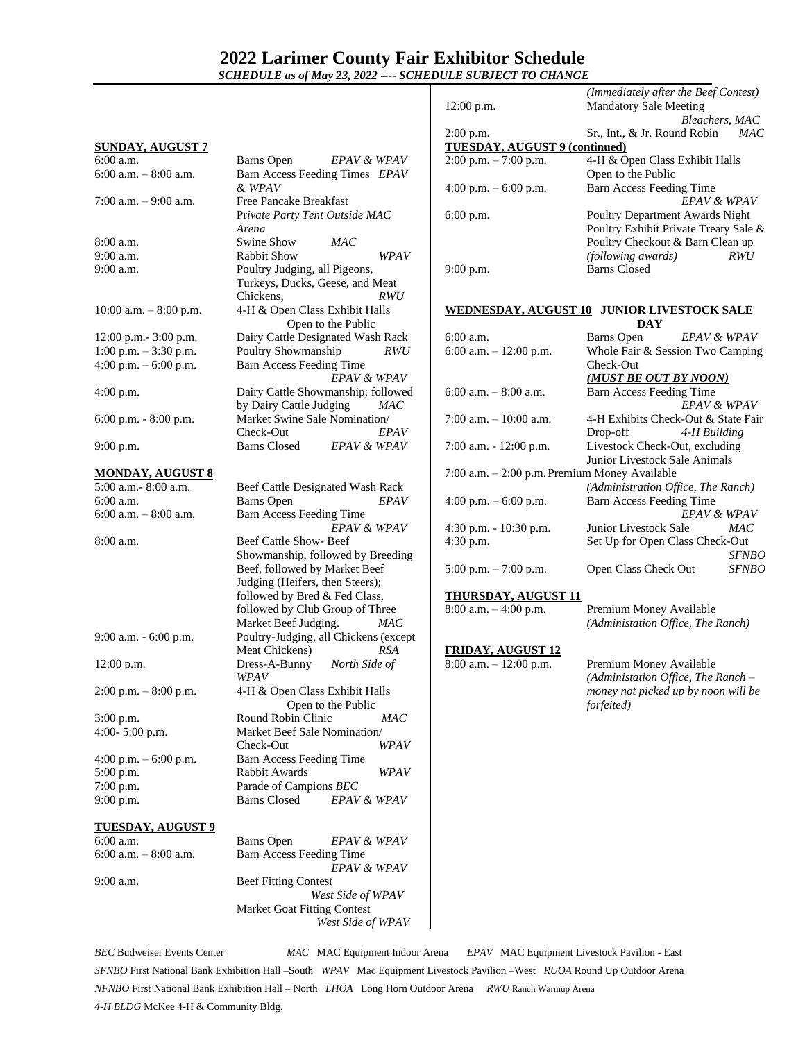# 2022 Larimer County Fair Exhibitor Schedule

***SCHEDULE as of May 23, 2022 ---- SCHEDULE SUBJECT TO CHANGE***

**SUNDAY, AUGUST 7**

| | |
|---|---|
| 6:00 a.m. | Barns Open *EPAV & WPAV* |
| 6:00 a.m. – 8:00 a.m. | Barn Access Feeding Times *EPAV & WPAV* |
| 7:00 a.m. – 9:00 a.m. | Free Pancake Breakfast *Private Party Tent Outside MAC Arena* |
| 8:00 a.m. | Swine Show *MAC* |
| 9:00 a.m. | Rabbit Show *WPAV* |
| 9:00 a.m. | Poultry Judging, all Pigeons, Turkeys, Ducks, Geese, and Meat Chickens, *RWU* |
| 10:00 a.m. – 8:00 p.m. | 4-H & Open Class Exhibit Halls Open to the Public |
| 12:00 p.m.- 3:00 p.m. | Dairy Cattle Designated Wash Rack |
| 1:00 p.m. – 3:30 p.m. | Poultry Showmanship *RWU* |
| 4:00 p.m. – 6:00 p.m. | Barn Access Feeding Time *EPAV & WPAV* |
| 4:00 p.m. | Dairy Cattle Showmanship; followed by Dairy Cattle Judging *MAC* |
| 6:00 p.m. - 8:00 p.m. | Market Swine Sale Nomination/ Check-Out *EPAV* |
| 9:00 p.m. | Barns Closed *EPAV & WPAV* |

**MONDAY, AUGUST 8**

| | |
|---|---|
| 5:00 a.m.- 8:00 a.m. | Beef Cattle Designated Wash Rack |
| 6:00 a.m. | Barns Open *EPAV* |
| 6:00 a.m. – 8:00 a.m. | Barn Access Feeding Time *EPAV & WPAV* |
| 8:00 a.m. | Beef Cattle Show- Beef Showmanship, followed by Breeding Beef, followed by Market Beef Judging (Heifers, then Steers); followed by Bred & Fed Class, followed by Club Group of Three Market Beef Judging. *MAC* |
| 9:00 a.m. - 6:00 p.m. | Poultry-Judging, all Chickens (except Meat Chickens) *RSA* |
| 12:00 p.m. | Dress-A-Bunny *North Side of WPAV* |
| 2:00 p.m. – 8:00 p.m. | 4-H & Open Class Exhibit Halls Open to the Public |
| 3:00 p.m. | Round Robin Clinic *MAC* |
| 4:00- 5:00 p.m. | Market Beef Sale Nomination/ Check-Out *WPAV* |
| 4:00 p.m. – 6:00 p.m. | Barn Access Feeding Time |
| 5:00 p.m. | Rabbit Awards *WPAV* |
| 7:00 p.m. | Parade of Campions *BEC* |
| 9:00 p.m. | Barns Closed *EPAV & WPAV* |

**TUESDAY, AUGUST 9**

| | |
|---|---|
| 6:00 a.m. | Barns Open *EPAV & WPAV* |
| 6:00 a.m. – 8:00 a.m. | Barn Access Feeding Time *EPAV & WPAV* |
| 9:00 a.m. | Beef Fitting Contest *West Side of WPAV* |
| | Market Goat Fitting Contest *West Side of WPAV* |
| | *(Immediately after the Beef Contest)* |
| 12:00 p.m. | Mandatory Sale Meeting *Bleachers, MAC* |
| 2:00 p.m. | Sr., Int., & Jr. Round Robin *MAC* |

**TUESDAY, AUGUST 9 (continued)**

| | |
|---|---|
| 2:00 p.m. – 7:00 p.m. | 4-H & Open Class Exhibit Halls Open to the Public |
| 4:00 p.m. – 6:00 p.m. | Barn Access Feeding Time *EPAV & WPAV* |
| 6:00 p.m. | Poultry Department Awards Night Poultry Exhibit Private Treaty Sale & Poultry Checkout & Barn Clean up *(following awards)* *RWU* |
| 9:00 p.m. | Barns Closed |

**WEDNESDAY, AUGUST 10 JUNIOR LIVESTOCK SALE DAY**

| | |
|---|---|
| 6:00 a.m. | Barns Open *EPAV & WPAV* |
| 6:00 a.m. – 12:00 p.m. | Whole Fair & Session Two Camping Check-Out ***(MUST BE OUT BY NOON)*** |
| 6:00 a.m. – 8:00 a.m. | Barn Access Feeding Time *EPAV & WPAV* |
| 7:00 a.m. – 10:00 a.m. | 4-H Exhibits Check-Out & State Fair Drop-off *4-H Building* |
| 7:00 a.m. - 12:00 p.m. | Livestock Check-Out, excluding Junior Livestock Sale Animals |
| 7:00 a.m. – 2:00 p.m. | Premium Money Available *(Administration Office, The Ranch)* |
| 4:00 p.m. – 6:00 p.m. | Barn Access Feeding Time *EPAV & WPAV* |
| 4:30 p.m. - 10:30 p.m. | Junior Livestock Sale *MAC* |
| 4:30 p.m. | Set Up for Open Class Check-Out *SFNBO* |
| 5:00 p.m. – 7:00 p.m. | Open Class Check Out *SFNBO* |

**THURSDAY, AUGUST 11**

| | |
|---|---|
| 8:00 a.m. – 4:00 p.m. | Premium Money Available *(Administation Office, The Ranch)* |

**FRIDAY, AUGUST 12**

| | |
|---|---|
| 8:00 a.m. – 12:00 p.m. | Premium Money Available *(Administation Office, The Ranch – money not picked up by noon will be forfeited)* |

*BEC* Budweiser Events Center *MAC* MAC Equipment Indoor Arena *EPAV* MAC Equipment Livestock Pavilion - East
*SFNBO* First National Bank Exhibition Hall –South *WPAV* Mac Equipment Livestock Pavilion –West *RUOA* Round Up Outdoor Arena
*NFNBO* First National Bank Exhibition Hall – North *LHOA* Long Horn Outdoor Arena *RWU* Ranch Warmup Arena
*4-H BLDG* McKee 4-H & Community Bldg.